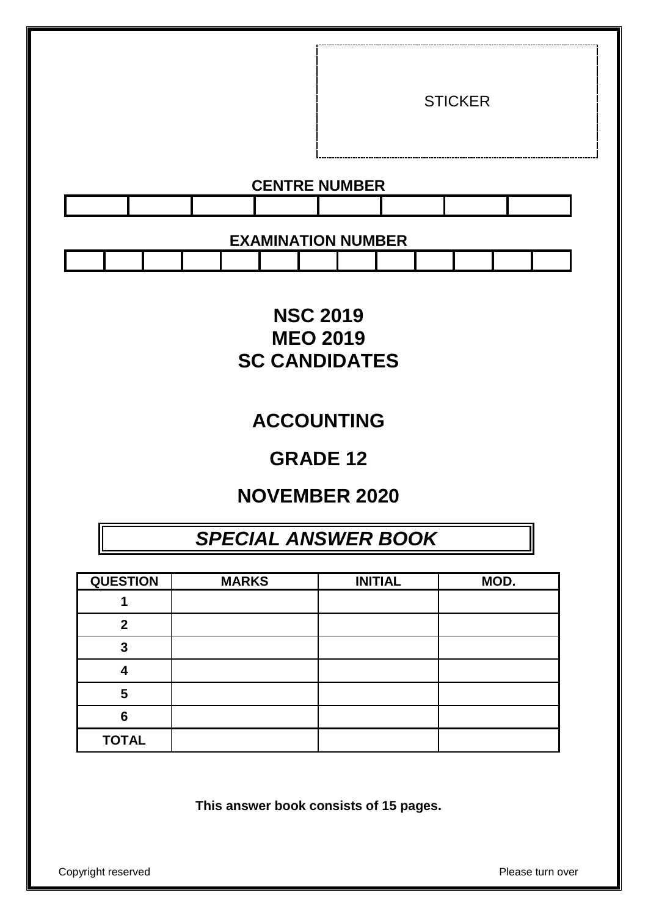STICKER

**CENTRE NUMBER**

| | | | | | | | |
|---|---|---|---|---|---|---|---|
| | | | | | | | |

**EXAMINATION NUMBER**

| | | | | | | | | | | | | |
|---|---|---|---|---|---|---|---|---|---|---|---|---|
| | | | | | | | | | | | | |

# NSC 2019
# MEO 2019
# SC CANDIDATES

# ACCOUNTING

# GRADE 12

# NOVEMBER 2020

## *SPECIAL ANSWER BOOK*

| QUESTION | MARKS | INITIAL | MOD. |
|---|---|---|---|
| 1 | | | |
| 2 | | | |
| 3 | | | |
| 4 | | | |
| 5 | | | |
| 6 | | | |
| TOTAL | | | |

**This answer book consists of 15 pages.**

Copyright reserved

Please turn over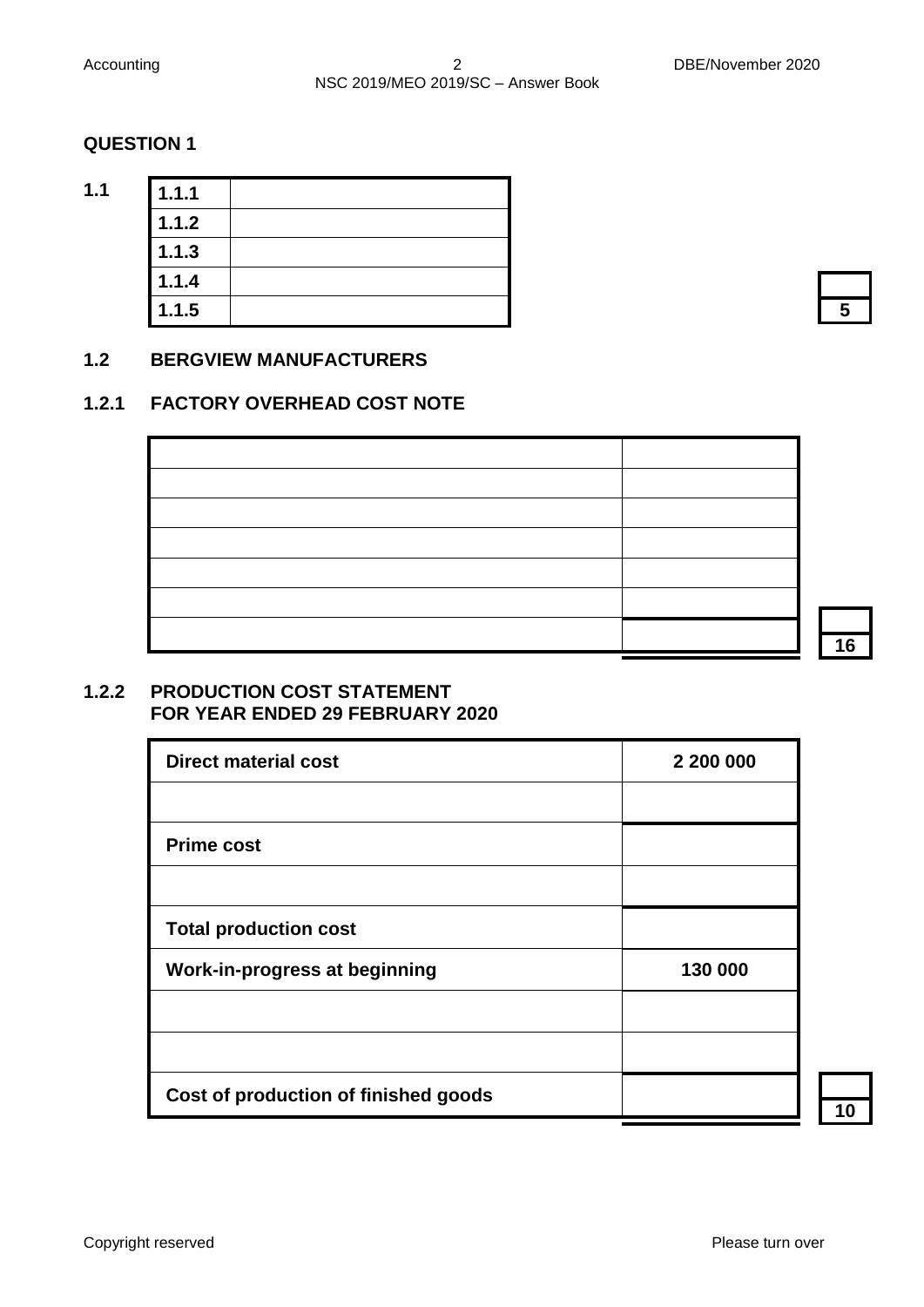## QUESTION 1

**1.1**

| | |
|---|---|
| 1.1.1 | |
| 1.1.2 | |
| 1.1.3 | |
| 1.1.4 | |
| 1.1.5 | |

**5**

### 1.2 BERGVIEW MANUFACTURERS

### 1.2.1 FACTORY OVERHEAD COST NOTE

| | |
|---|---|
| | |
| | |
| | |
| | |
| | |
| | |
| | |

**16**

### 1.2.2 PRODUCTION COST STATEMENT FOR YEAR ENDED 29 FEBRUARY 2020

| | |
|---|---|
| **Direct material cost** | **2 200 000** |
| | |
| **Prime cost** | |
| | |
| **Total production cost** | |
| **Work-in-progress at beginning** | **130 000** |
| | |
| | |
| **Cost of production of finished goods** | |

**10**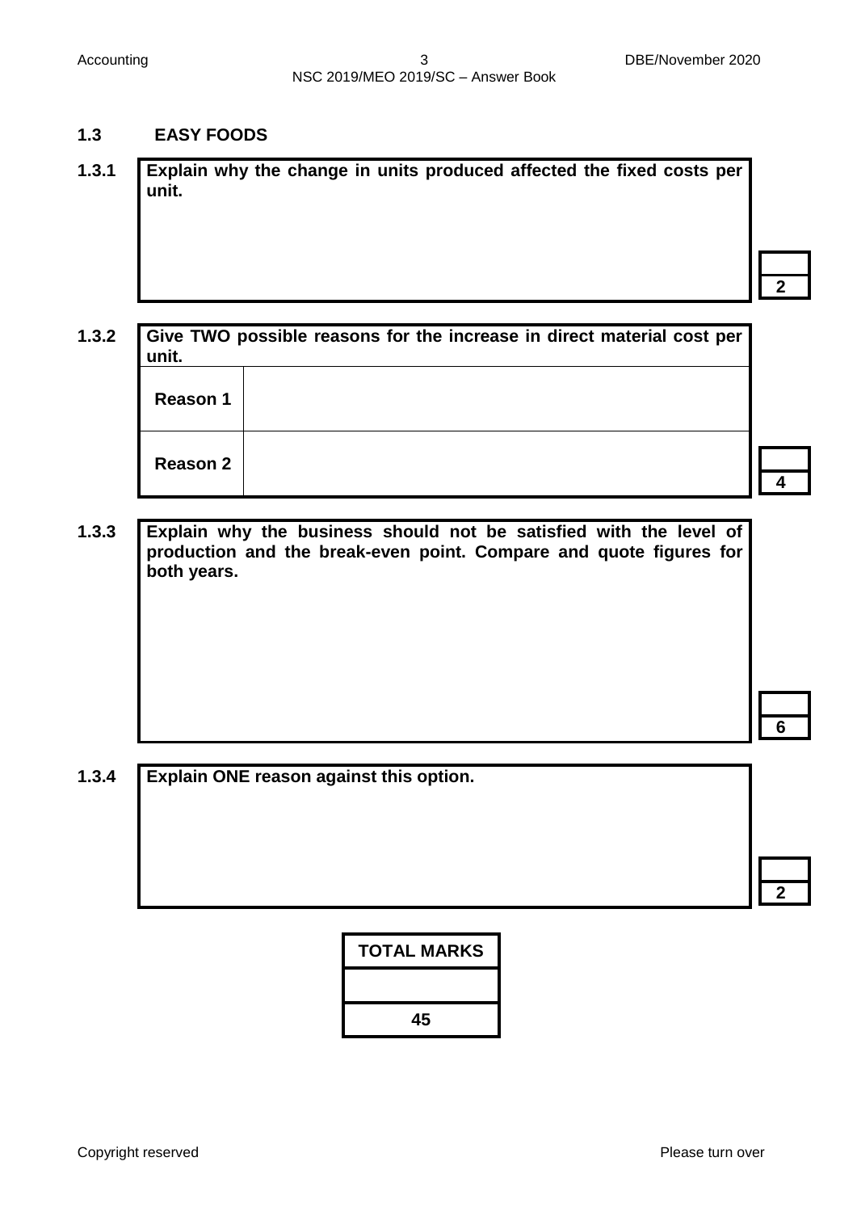### 1.3 EASY FOODS

**1.3.1** **Explain why the change in units produced affected the fixed costs per unit.**

| |
|---|
| |

**2**

**1.3.2** **Give TWO possible reasons for the increase in direct material cost per unit.**

| | |
|---|---|
| **Reason 1** | |
| **Reason 2** | |

**4**

**1.3.3** **Explain why the business should not be satisfied with the level of production and the break-even point. Compare and quote figures for both years.**

| |
|---|
| |

**6**

**1.3.4** **Explain ONE reason against this option.**

| |
|---|
| |

**2**

| TOTAL MARKS |
|---|
| |
| 45 |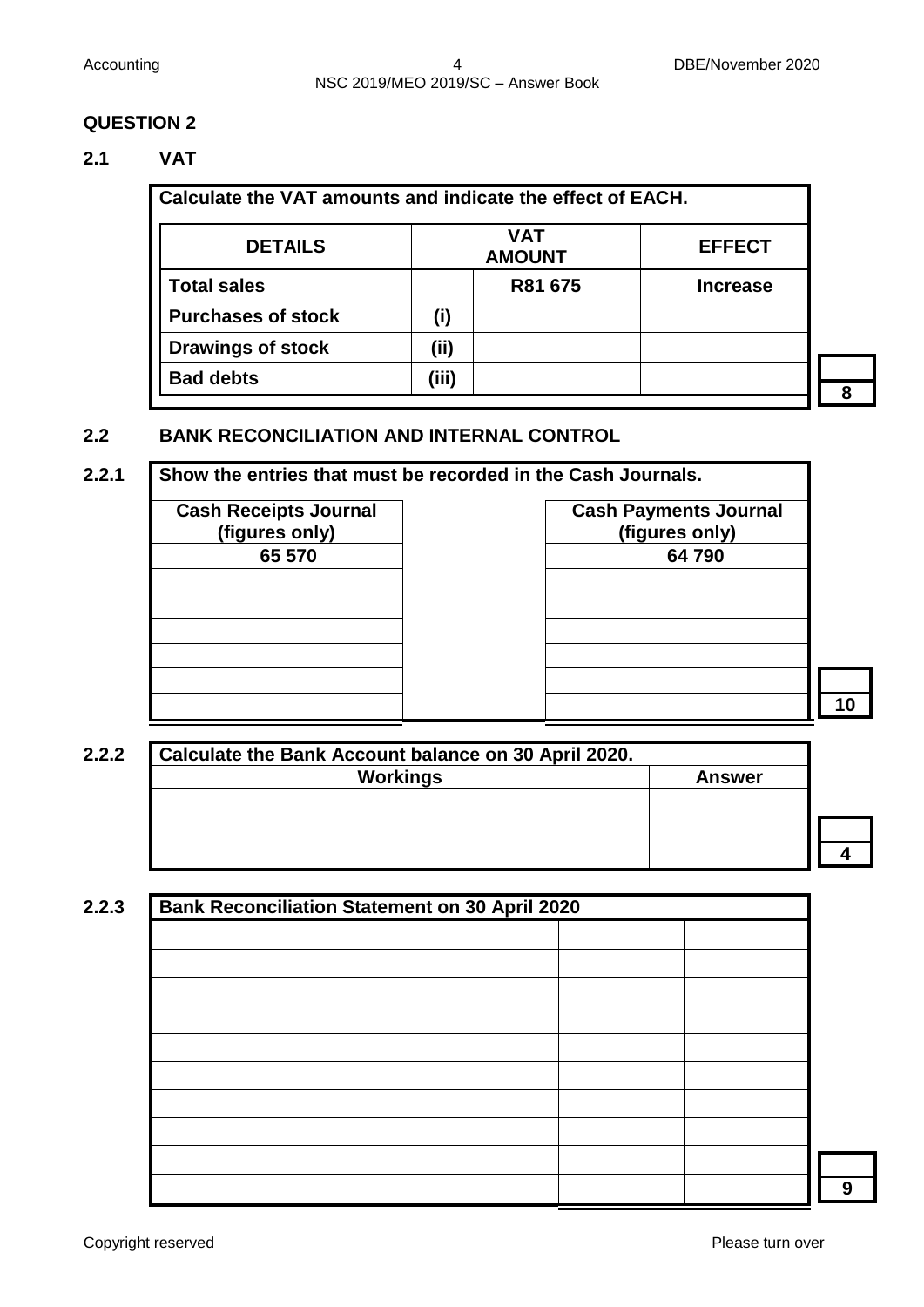## QUESTION 2

### 2.1 VAT

**Calculate the VAT amounts and indicate the effect of EACH.**

| DETAILS | | VAT AMOUNT | EFFECT |
|---|---|---|---|
| **Total sales** | | **R81 675** | **Increase** |
| **Purchases of stock** | **(i)** | | |
| **Drawings of stock** | **(ii)** | | |
| **Bad debts** | **(iii)** | | |

**8**

### 2.2 BANK RECONCILIATION AND INTERNAL CONTROL

**2.2.1 Show the entries that must be recorded in the Cash Journals.**

| Cash Receipts Journal (figures only) | | Cash Payments Journal (figures only) |
|---|---|---|
| 65 570 | | 64 790 |
| | | |
| | | |
| | | |
| | | |
| | | |
| | | |

**10**

**2.2.2 Calculate the Bank Account balance on 30 April 2020.**

| Workings | Answer |
|---|---|
| | |

**4**

**2.2.3 Bank Reconciliation Statement on 30 April 2020**

| | | |
|---|---|---|
| | | |
| | | |
| | | |
| | | |
| | | |
| | | |
| | | |
| | | |
| | | |
| | | |

**9**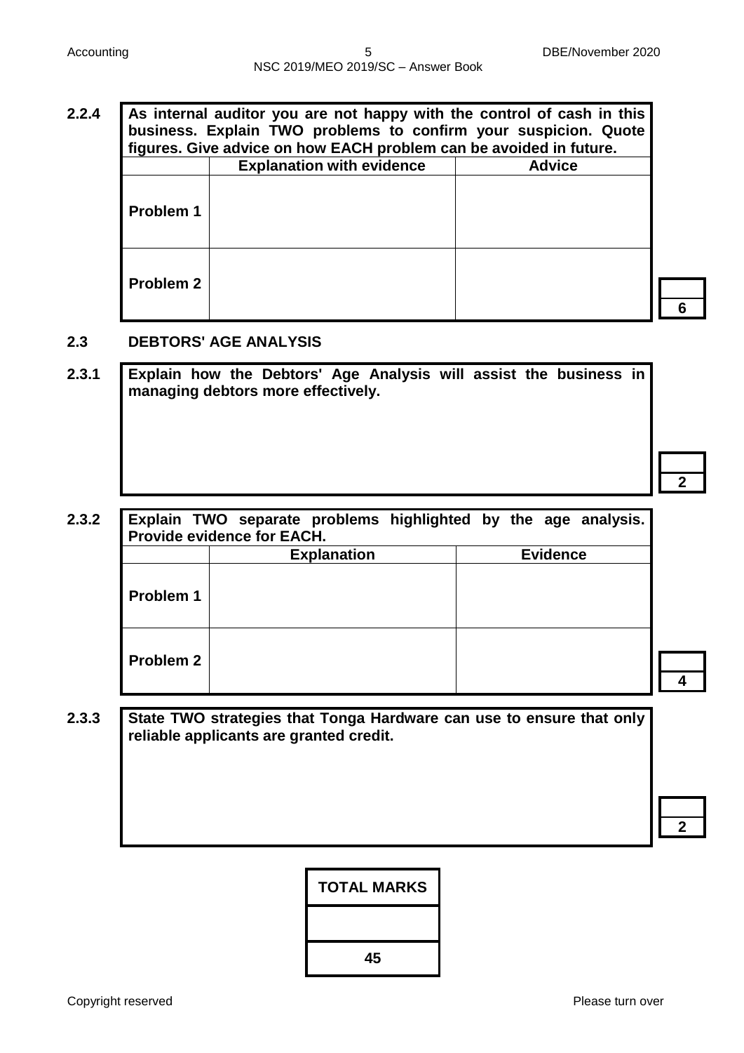**2.2.4** **As internal auditor you are not happy with the control of cash in this business. Explain TWO problems to confirm your suspicion. Quote figures. Give advice on how EACH problem can be avoided in future.**

| | Explanation with evidence | Advice |
|---|---|---|
| **Problem 1** | | |
| **Problem 2** | | |

**6**

### 2.3 DEBTORS' AGE ANALYSIS

**2.3.1** **Explain how the Debtors' Age Analysis will assist the business in managing debtors more effectively.**

**2**

**2.3.2** **Explain TWO separate problems highlighted by the age analysis. Provide evidence for EACH.**

| | Explanation | Evidence |
|---|---|---|
| **Problem 1** | | |
| **Problem 2** | | |

**4**

**2.3.3** **State TWO strategies that Tonga Hardware can use to ensure that only reliable applicants are granted credit.**

**2**

| TOTAL MARKS |
|---|
| |
| **45** |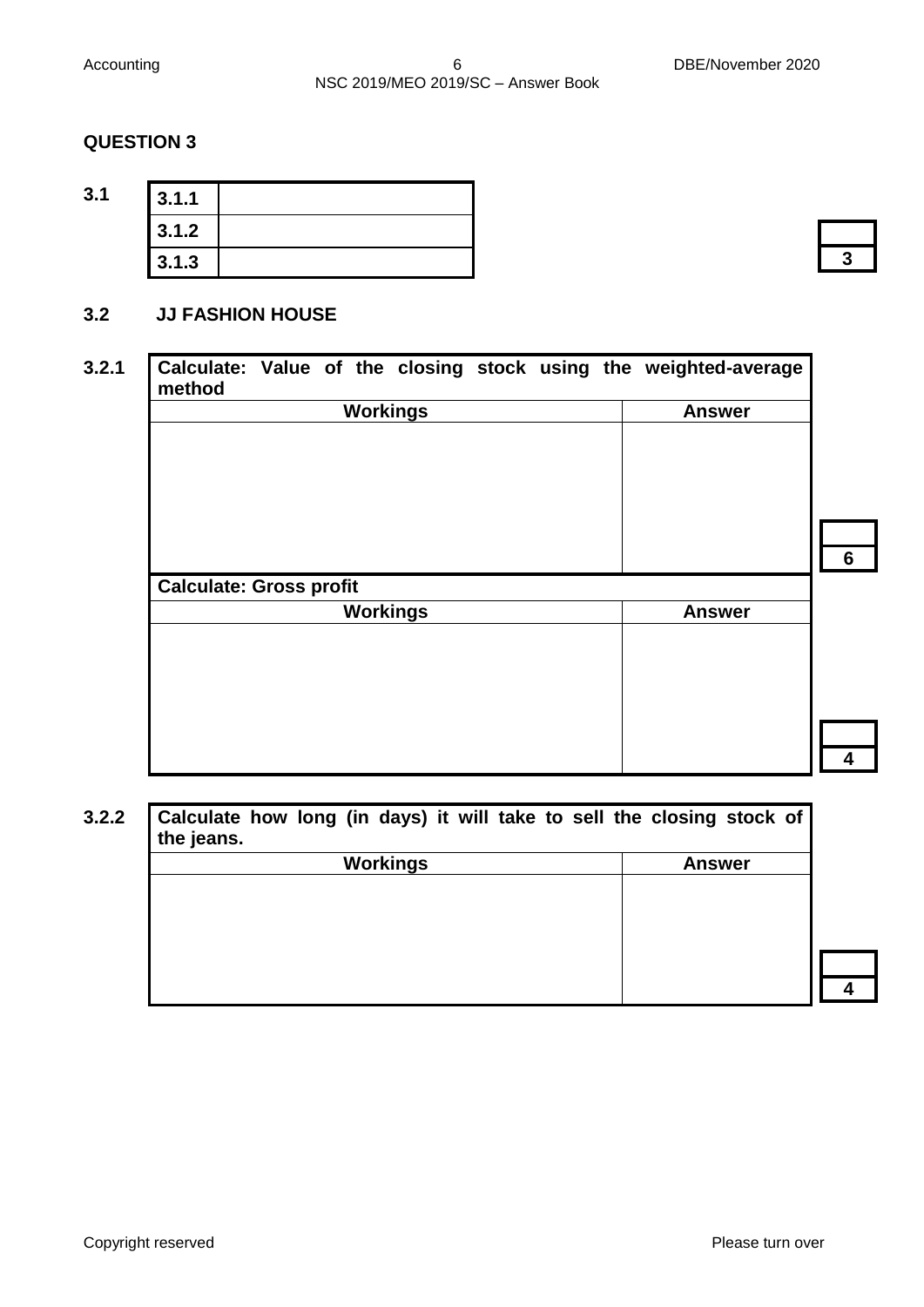## QUESTION 3

**3.1**

| | |
|---|---|
| **3.1.1** | |
| **3.1.2** | |
| **3.1.3** | |

**3**

### 3.2 JJ FASHION HOUSE

**3.2.1**

| **Calculate: Value of the closing stock using the weighted-average method** | |
|---|---|
| **Workings** | **Answer** |
| | |

**6**

| **Calculate: Gross profit** | |
|---|---|
| **Workings** | **Answer** |
| | |

**4**

**3.2.2**

| **Calculate how long (in days) it will take to sell the closing stock of the jeans.** | |
|---|---|
| **Workings** | **Answer** |
| | |

**4**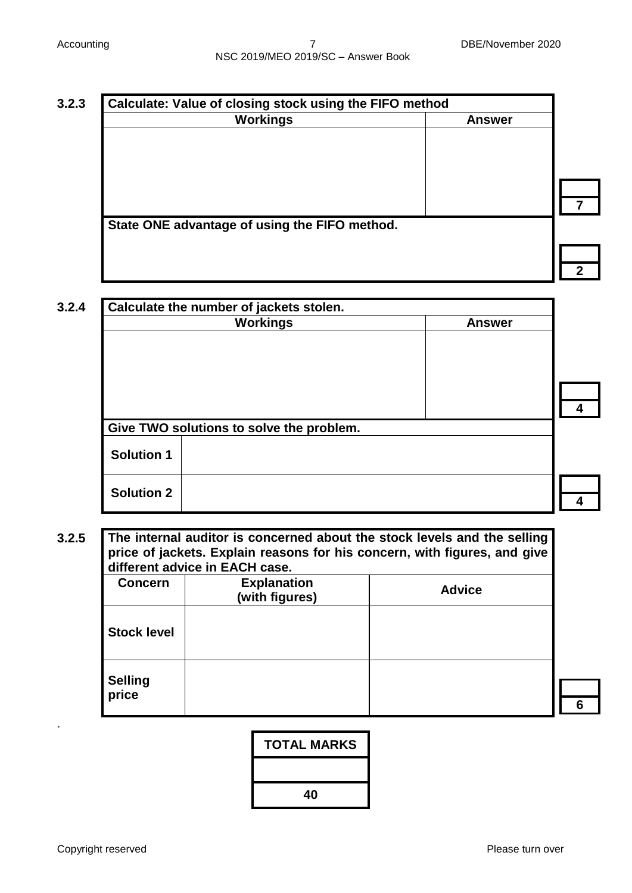**3.2.3**

| Calculate: Value of closing stock using the FIFO method | |
|---|---|
| **Workings** | **Answer** |
| | |

7

| State ONE advantage of using the FIFO method. |
|---|
| |

2

**3.2.4**

| Calculate the number of jackets stolen. | |
|---|---|
| **Workings** | **Answer** |
| | |

4

| Give TWO solutions to solve the problem. | |
|---|---|
| **Solution 1** | |
| **Solution 2** | |

4

**3.2.5**

| The internal auditor is concerned about the stock levels and the selling price of jackets. Explain reasons for his concern, with figures, and give different advice in EACH case. | | |
|---|---|---|
| **Concern** | **Explanation (with figures)** | **Advice** |
| **Stock level** | | |
| **Selling price** | | |

6

| TOTAL MARKS |
|---|
| |
| **40** |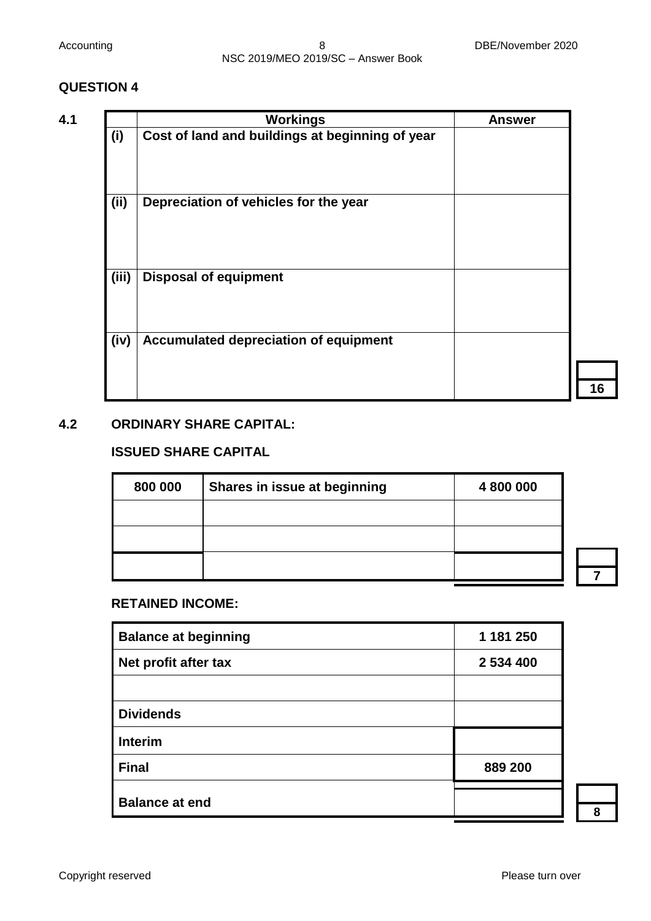## QUESTION 4

**4.1**

| | Workings | Answer |
|---|---|---|
| **(i)** | **Cost of land and buildings at beginning of year** | |
| **(ii)** | **Depreciation of vehicles for the year** | |
| **(iii)** | **Disposal of equipment** | |
| **(iv)** | **Accumulated depreciation of equipment** | |

**16**

**4.2 ORDINARY SHARE CAPITAL:**

**ISSUED SHARE CAPITAL**

| | | |
|---|---|---|
| **800 000** | **Shares in issue at beginning** | **4 800 000** |
| | | |
| | | |
| | | |

**7**

**RETAINED INCOME:**

| | |
|---|---|
| **Balance at beginning** | **1 181 250** |
| **Net profit after tax** | **2 534 400** |
| | |
| **Dividends** | |
| **Interim** | |
| **Final** | **889 200** |
| **Balance at end** | |

**8**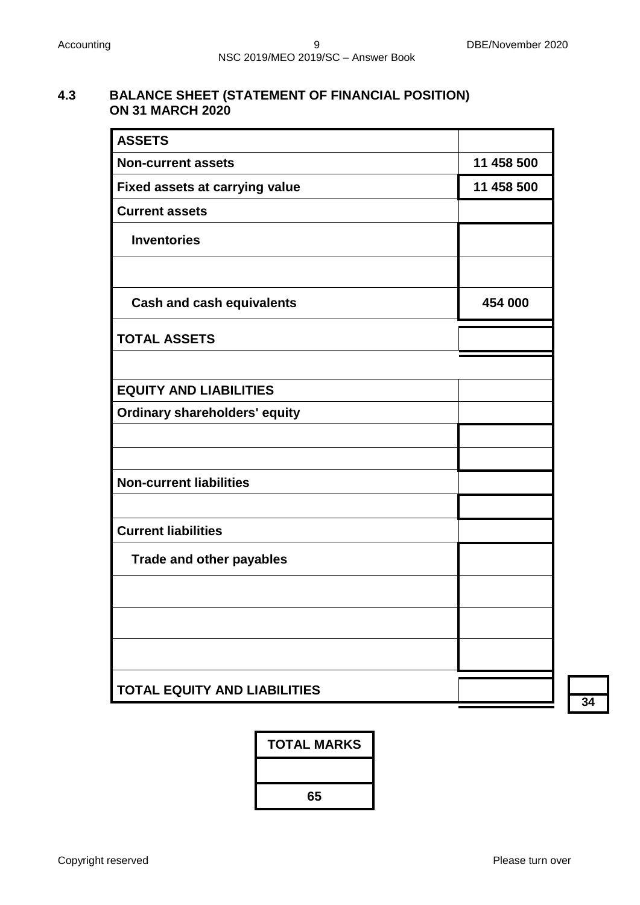### 4.3 BALANCE SHEET (STATEMENT OF FINANCIAL POSITION) ON 31 MARCH 2020

| ASSETS | |
|---|---|
| **Non-current assets** | **11 458 500** |
| **Fixed assets at carrying value** | **11 458 500** |
| **Current assets** | |
| **Inventories** | |
| | |
| **Cash and cash equivalents** | **454 000** |
| **TOTAL ASSETS** | |
| | |
| **EQUITY AND LIABILITIES** | |
| **Ordinary shareholders' equity** | |
| | |
| | |
| **Non-current liabilities** | |
| | |
| **Current liabilities** | |
| **Trade and other payables** | |
| | |
| | |
| | |
| **TOTAL EQUITY AND LIABILITIES** | |

**34**

| TOTAL MARKS |
|---|
| |
| **65** |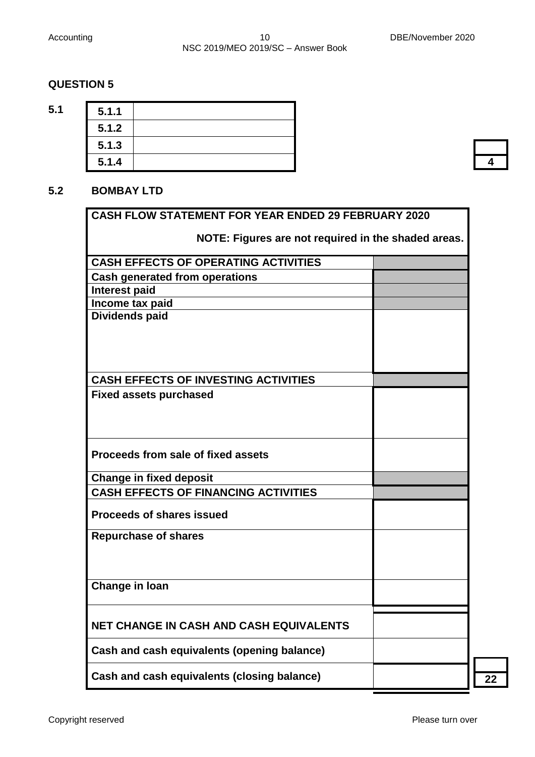## QUESTION 5

**5.1**

| | |
|---|---|
| **5.1.1** | |
| **5.1.2** | |
| **5.1.3** | |
| **5.1.4** | |

| |
|---|
| **4** |

**5.2 BOMBAY LTD**

| **CASH FLOW STATEMENT FOR YEAR ENDED 29 FEBRUARY 2020** **NOTE: Figures are not required in the shaded areas.** | |
|---|---|
| **CASH EFFECTS OF OPERATING ACTIVITIES** | |
| **Cash generated from operations** | |
| **Interest paid** | |
| **Income tax paid** | |
| **Dividends paid** | |
| **CASH EFFECTS OF INVESTING ACTIVITIES** | |
| **Fixed assets purchased** | |
| **Proceeds from sale of fixed assets** | |
| **Change in fixed deposit** | |
| **CASH EFFECTS OF FINANCING ACTIVITIES** | |
| **Proceeds of shares issued** | |
| **Repurchase of shares** | |
| **Change in loan** | |
| | |
| **NET CHANGE IN CASH AND CASH EQUIVALENTS** | |
| **Cash and cash equivalents (opening balance)** | |
| **Cash and cash equivalents (closing balance)** | |

| |
|---|
| **22** |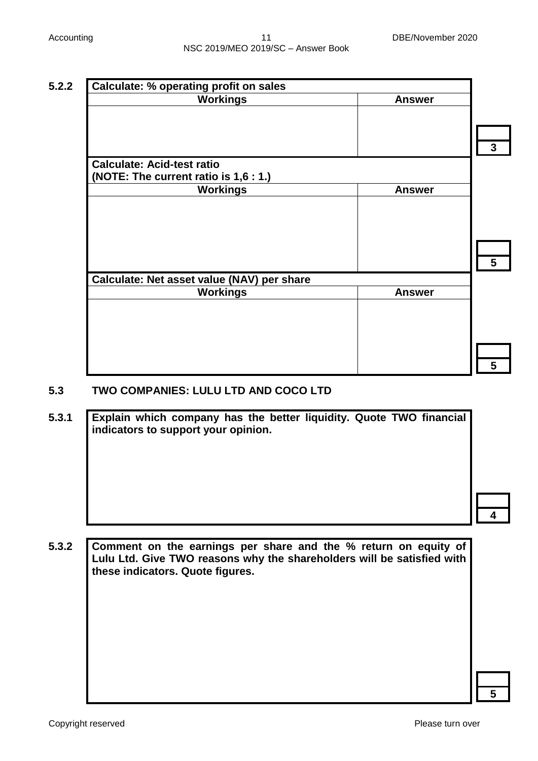**5.2.2**

| Calculate: % operating profit on sales | | |
|---|---|---|
| **Workings** | **Answer** | |
| | | 3 |

| Calculate: Acid-test ratio (NOTE: The current ratio is 1,6 : 1.) | | |
|---|---|---|
| **Workings** | **Answer** | |
| | | 5 |

| Calculate: Net asset value (NAV) per share | | |
|---|---|---|
| **Workings** | **Answer** | |
| | | 5 |

## 5.3 TWO COMPANIES: LULU LTD AND COCO LTD

**5.3.1**

| Explain which company has the better liquidity. Quote TWO financial indicators to support your opinion. | |
|---|---|
| | 4 |

**5.3.2**

| Comment on the earnings per share and the % return on equity of Lulu Ltd. Give TWO reasons why the shareholders will be satisfied with these indicators. Quote figures. | |
|---|---|
| | 5 |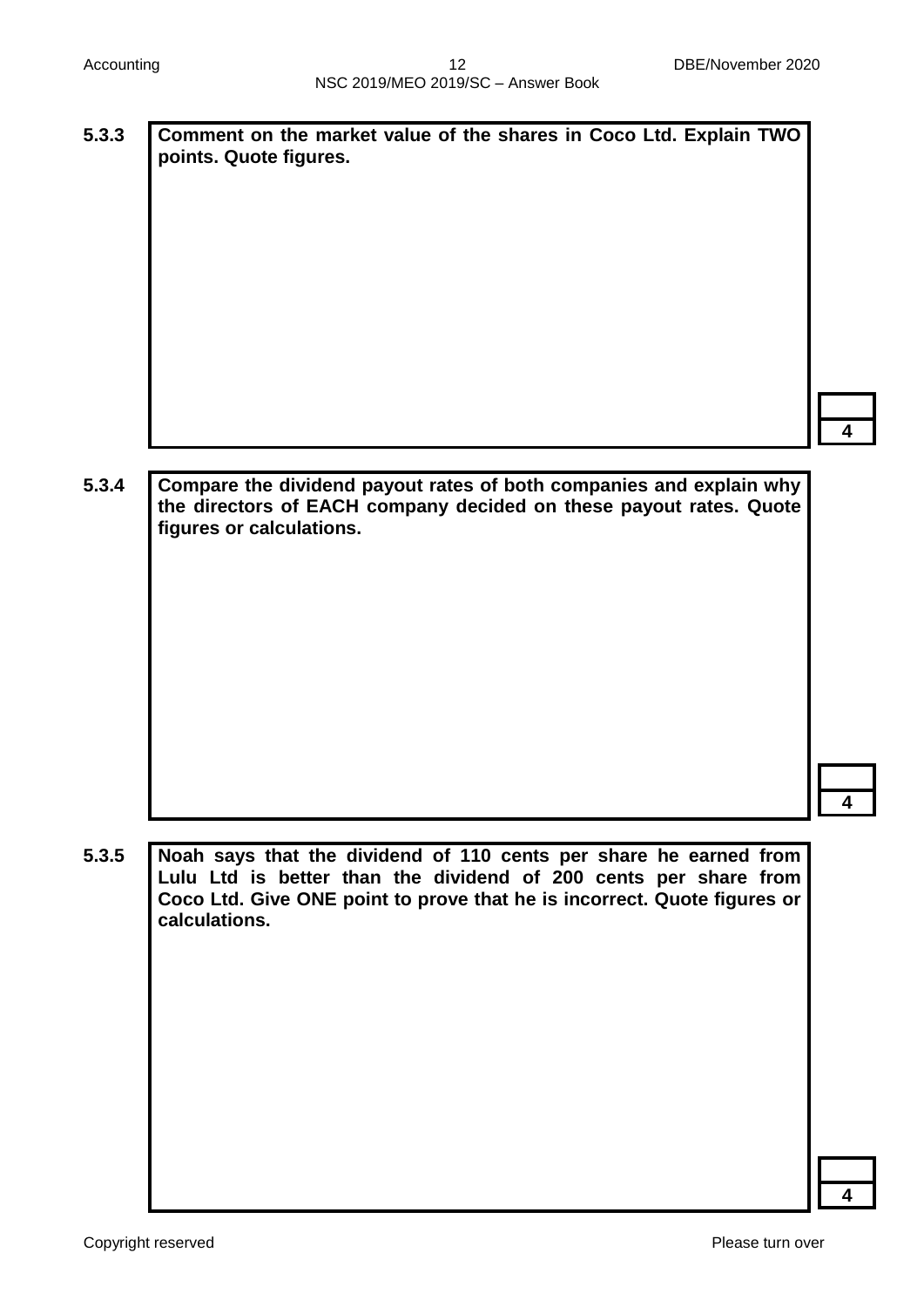**5.3.3** **Comment on the market value of the shares in Coco Ltd. Explain TWO points. Quote figures.**

| |
|---|
| **4** |

**5.3.4** **Compare the dividend payout rates of both companies and explain why the directors of EACH company decided on these payout rates. Quote figures or calculations.**

| |
|---|
| **4** |

**5.3.5** **Noah says that the dividend of 110 cents per share he earned from Lulu Ltd is better than the dividend of 200 cents per share from Coco Ltd. Give ONE point to prove that he is incorrect. Quote figures or calculations.**

| |
|---|
| **4** |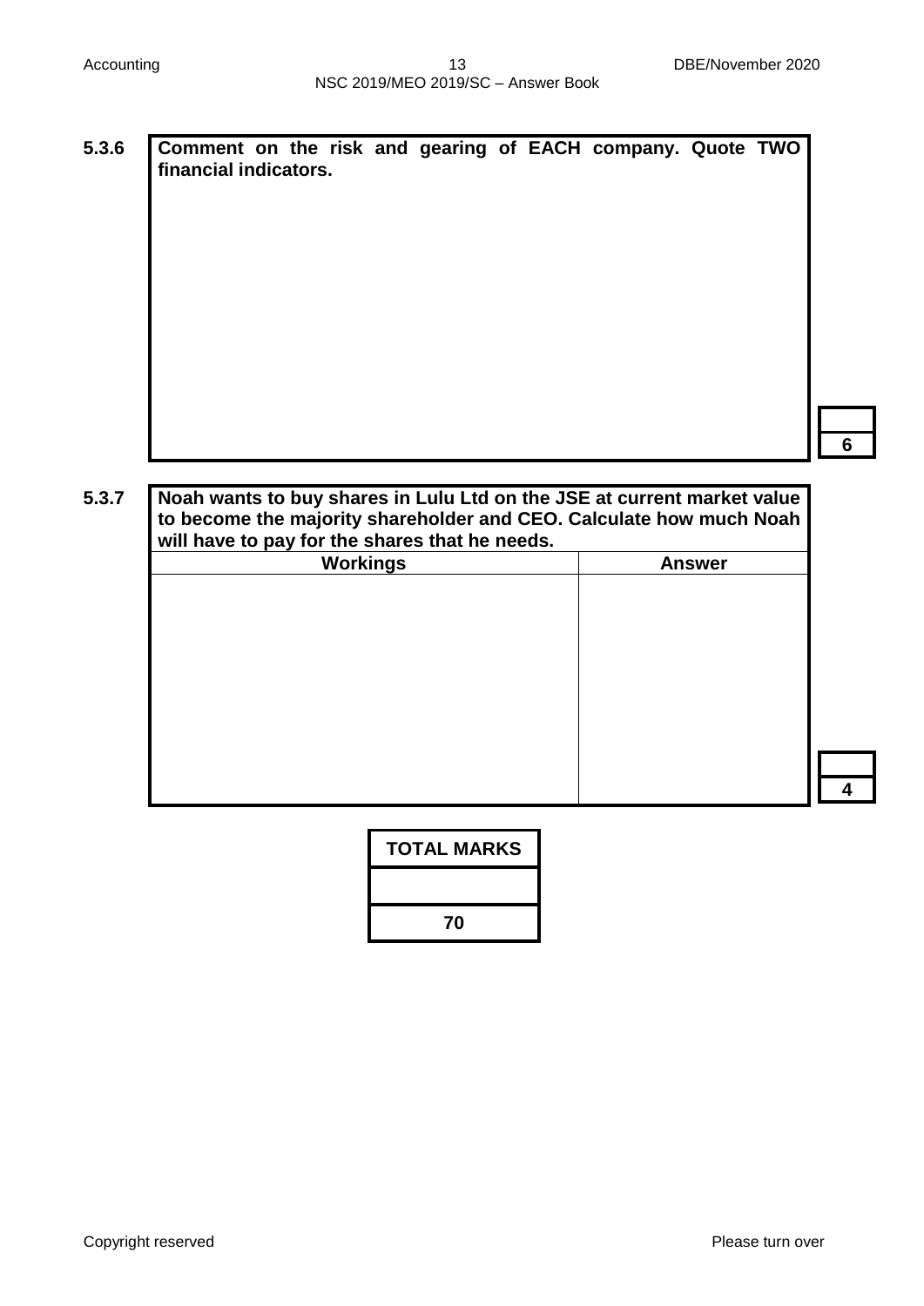**5.3.6** **Comment on the risk and gearing of EACH company. Quote TWO financial indicators.**

| |
|---|
| |

6

**5.3.7** **Noah wants to buy shares in Lulu Ltd on the JSE at current market value to become the majority shareholder and CEO. Calculate how much Noah will have to pay for the shares that he needs.**

| Workings | Answer |
|---|---|
| | |

4

| TOTAL MARKS |
|---|
| |
| 70 |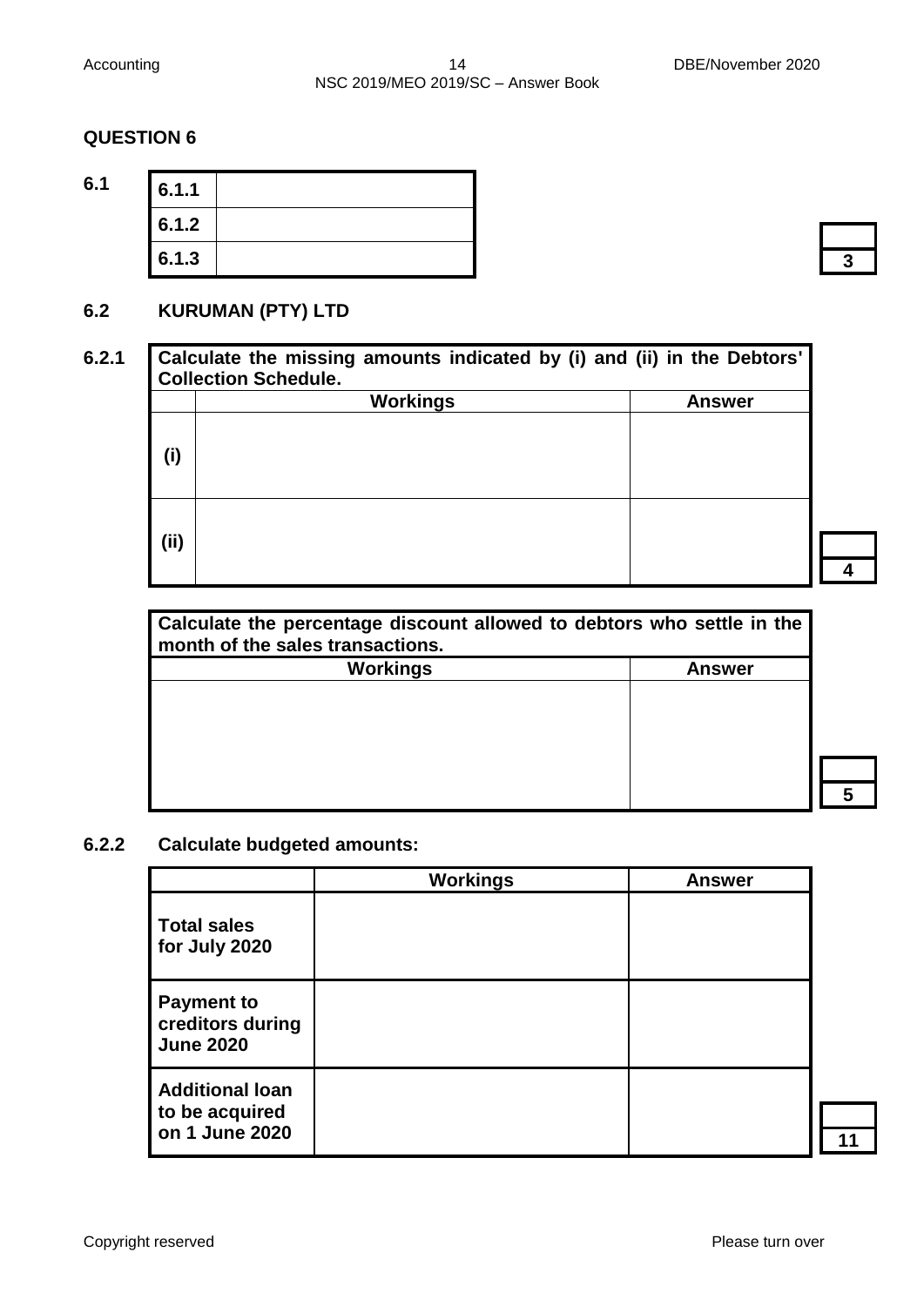## QUESTION 6

**6.1**

| 6.1.1 | |
|---|---|
| 6.1.2 | |
| 6.1.3 | |

3

### 6.2 KURUMAN (PTY) LTD

**6.2.1**

| **Calculate the missing amounts indicated by (i) and (ii) in the Debtors' Collection Schedule.** | | |
|---|---|---|
| | **Workings** | **Answer** |
| **(i)** | | |
| **(ii)** | | |

4

| **Calculate the percentage discount allowed to debtors who settle in the month of the sales transactions.** | |
|---|---|
| **Workings** | **Answer** |
| | |

5

**6.2.2 Calculate budgeted amounts:**

| | **Workings** | **Answer** |
|---|---|---|
| **Total sales for July 2020** | | |
| **Payment to creditors during June 2020** | | |
| **Additional loan to be acquired on 1 June 2020** | | |

11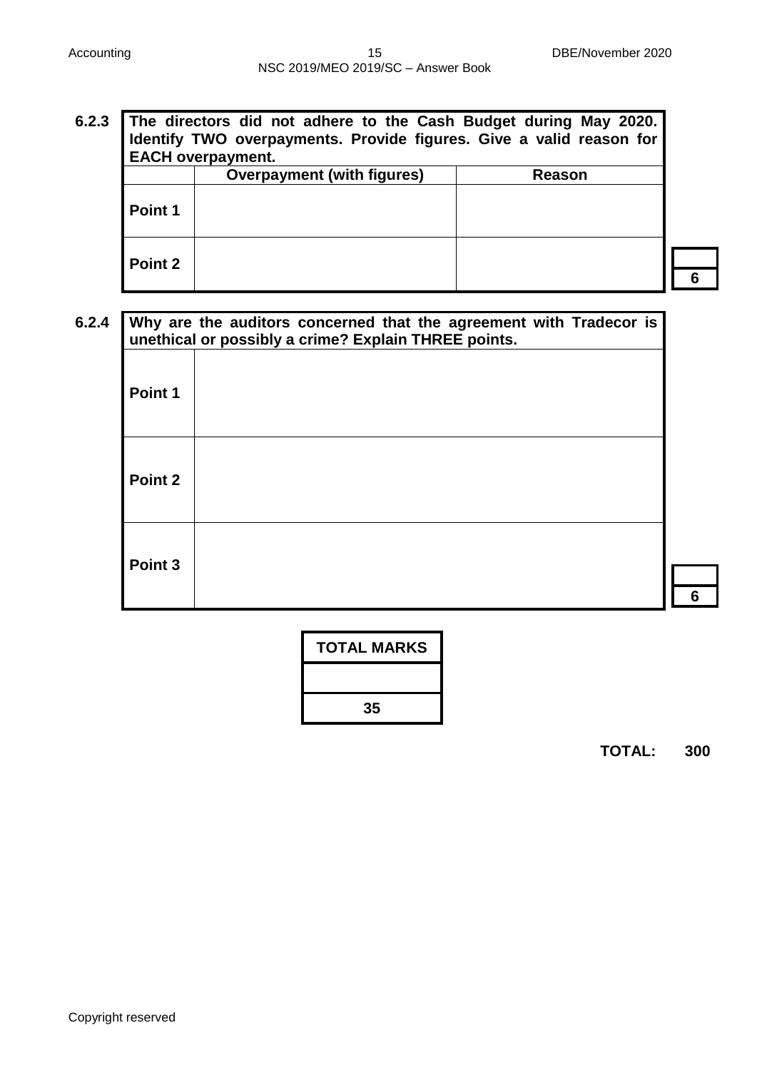**6.2.3** **The directors did not adhere to the Cash Budget during May 2020. Identify TWO overpayments. Provide figures. Give a valid reason for EACH overpayment.**

| | Overpayment (with figures) | Reason |
|---|---|---|
| **Point 1** | | |
| **Point 2** | | |

**6**

**6.2.4** **Why are the auditors concerned that the agreement with Tradecor is unethical or possibly a crime? Explain THREE points.**

| | |
|---|---|
| **Point 1** | |
| **Point 2** | |
| **Point 3** | |

**6**

| TOTAL MARKS |
|---|
| |
| 35 |

**TOTAL: 300**